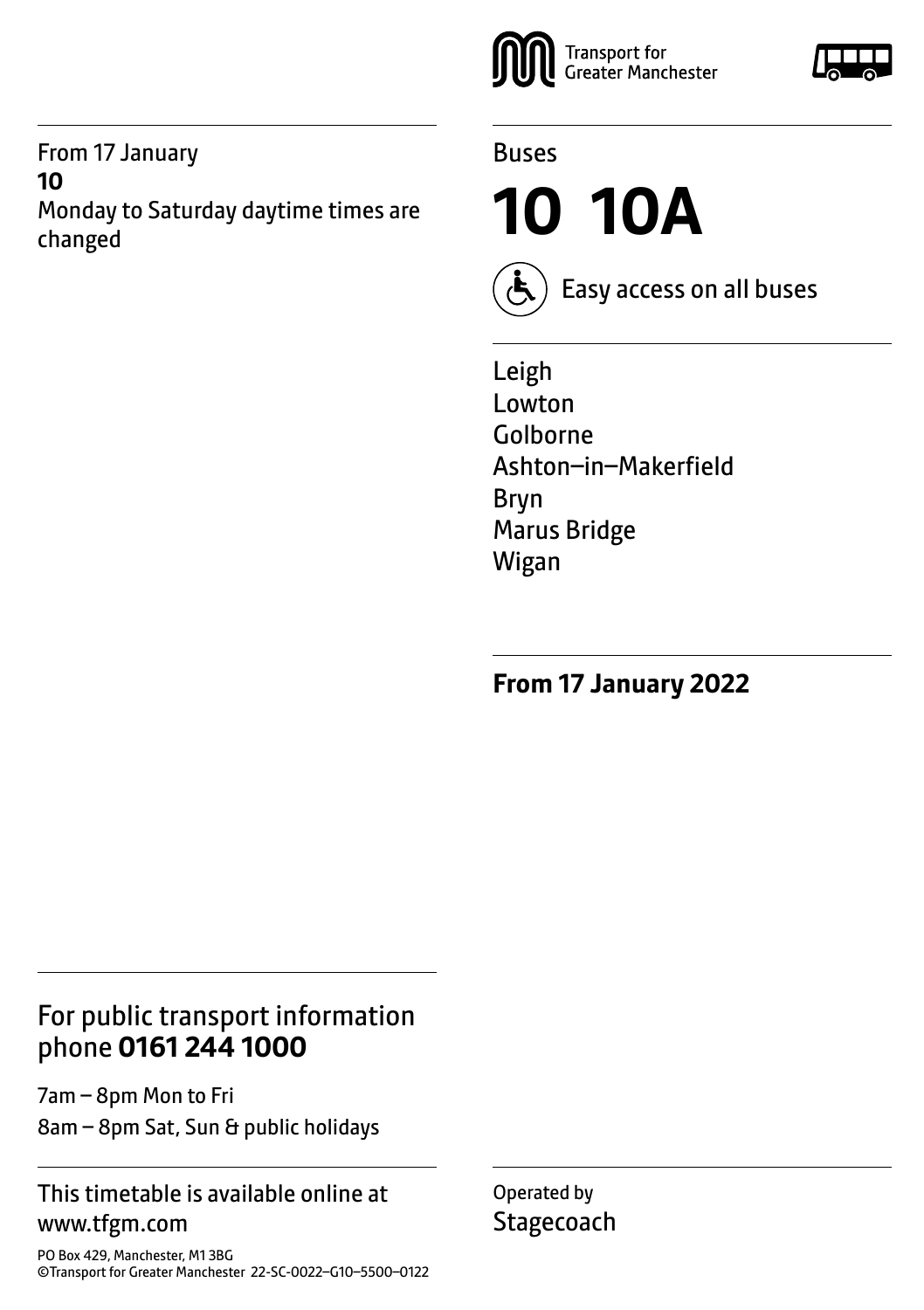Transport for Greater Manchester

From 17 January
**10**
Monday to Saturday daytime times are changed

Buses

# 10 10A

Easy access on all buses

Leigh
Lowton
Golborne
Ashton–in–Makerfield
Bryn
Marus Bridge
Wigan

**From 17 January 2022**

## For public transport information phone **0161 244 1000**

7am – 8pm Mon to Fri
8am – 8pm Sat, Sun & public holidays

This timetable is available online at www.tfgm.com

PO Box 429, Manchester, M1 3BG
©Transport for Greater Manchester 22-SC-0022–G10–5500–0122

Operated by
Stagecoach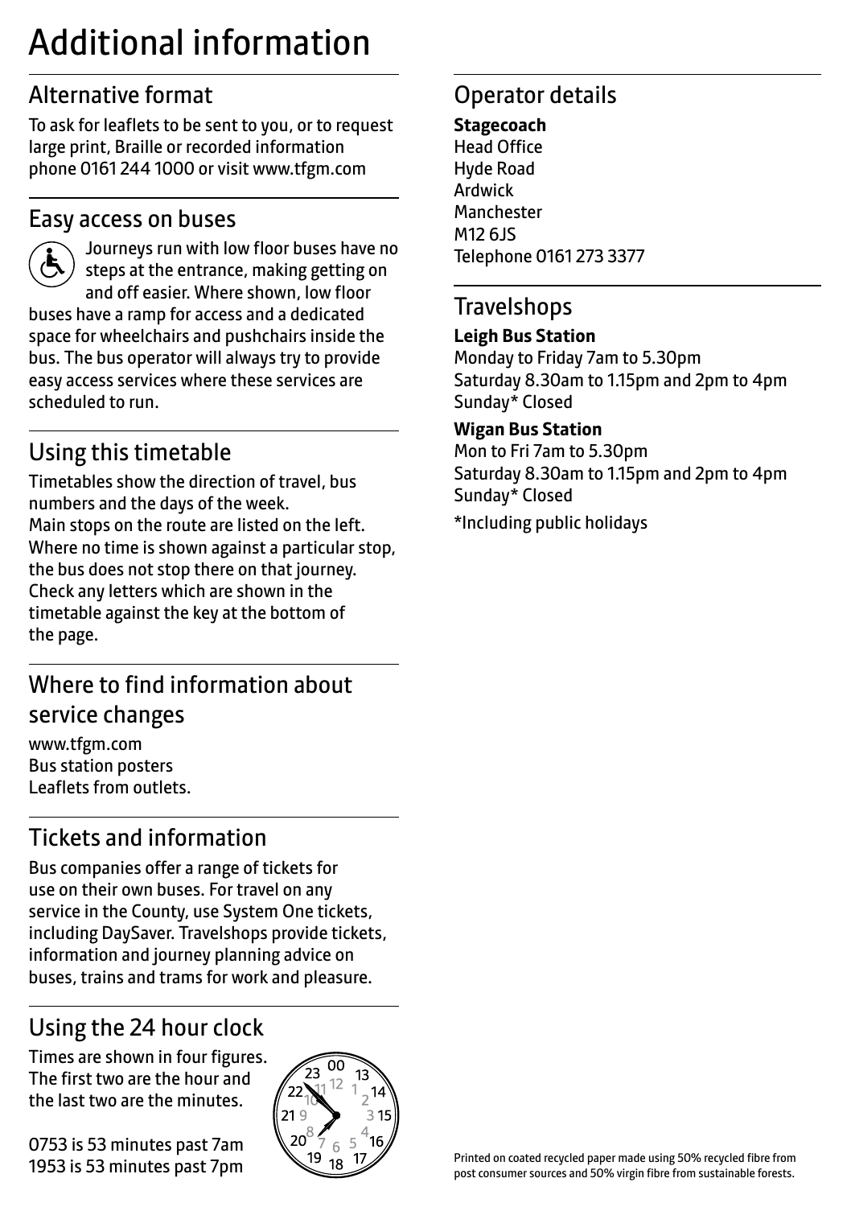# Additional information

## Alternative format

To ask for leaflets to be sent to you, or to request large print, Braille or recorded information phone 0161 244 1000 or visit www.tfgm.com

## Easy access on buses

Journeys run with low floor buses have no steps at the entrance, making getting on and off easier. Where shown, low floor buses have a ramp for access and a dedicated space for wheelchairs and pushchairs inside the bus. The bus operator will always try to provide easy access services where these services are scheduled to run.

## Using this timetable

Timetables show the direction of travel, bus numbers and the days of the week.
Main stops on the route are listed on the left. Where no time is shown against a particular stop, the bus does not stop there on that journey. Check any letters which are shown in the timetable against the key at the bottom of the page.

## Where to find information about service changes

www.tfgm.com
Bus station posters
Leaflets from outlets.

## Tickets and information

Bus companies offer a range of tickets for use on their own buses. For travel on any service in the County, use System One tickets, including DaySaver. Travelshops provide tickets, information and journey planning advice on buses, trains and trams for work and pleasure.

## Using the 24 hour clock

Times are shown in four figures. The first two are the hour and the last two are the minutes.

0753 is 53 minutes past 7am
1953 is 53 minutes past 7pm

## Operator details

**Stagecoach**
Head Office
Hyde Road
Ardwick
Manchester
M12 6JS
Telephone 0161 273 3377

## Travelshops

**Leigh Bus Station**
Monday to Friday 7am to 5.30pm
Saturday 8.30am to 1.15pm and 2pm to 4pm
Sunday* Closed

**Wigan Bus Station**
Mon to Fri 7am to 5.30pm
Saturday 8.30am to 1.15pm and 2pm to 4pm
Sunday* Closed

*Including public holidays

Printed on coated recycled paper made using 50% recycled fibre from post consumer sources and 50% virgin fibre from sustainable forests.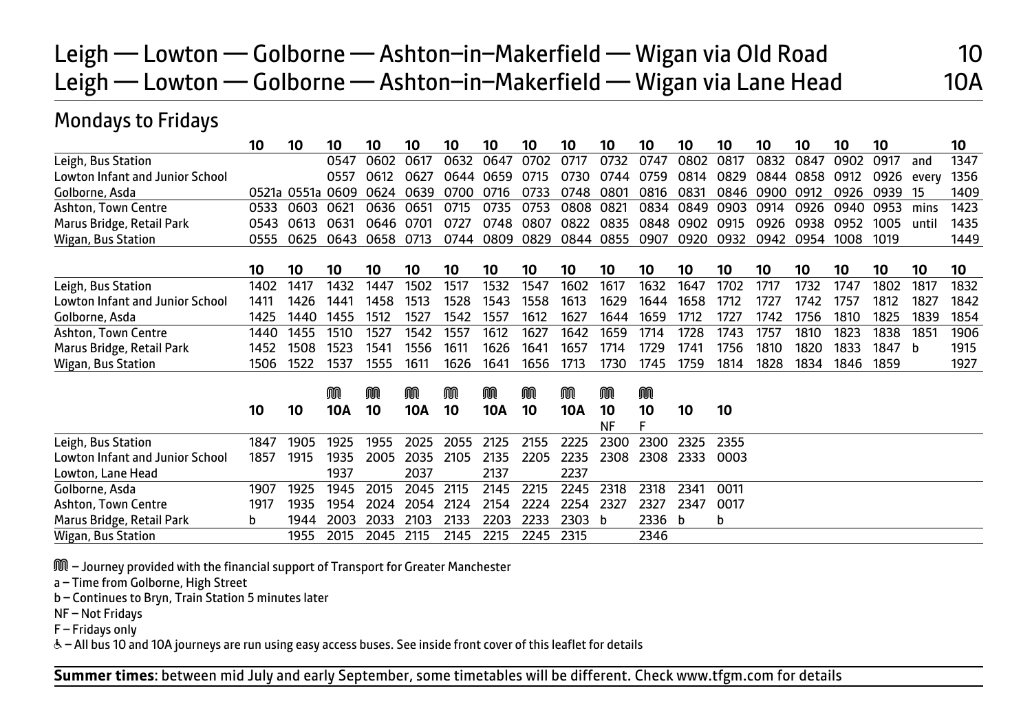# Leigh — Lowton — Golborne — Ashton–in–Makerfield — Wigan via Old Road 10
# Leigh — Lowton — Golborne — Ashton–in–Makerfield — Wigan via Lane Head 10A

## Mondays to Fridays

| | 10 | 10 | 10 | 10 | 10 | 10 | 10 | 10 | 10 | 10 | 10 | 10 | 10 | 10 | 10 | 10 | 10 | | 10 |
|---|---|---|---|---|---|---|---|---|---|---|---|---|---|---|---|---|---|---|---|
| Leigh, Bus Station | | | 0547 | 0602 | 0617 | 0632 | 0647 | 0702 | 0717 | 0732 | 0747 | 0802 | 0817 | 0832 | 0847 | 0902 | 0917 | and | 1347 |
| Lowton Infant and Junior School | | | 0557 | 0612 | 0627 | 0644 | 0659 | 0715 | 0730 | 0744 | 0759 | 0814 | 0829 | 0844 | 0858 | 0912 | 0926 | every | 1356 |
| Golborne, Asda | 0521a | 0551a | 0609 | 0624 | 0639 | 0700 | 0716 | 0733 | 0748 | 0801 | 0816 | 0831 | 0846 | 0900 | 0912 | 0926 | 0939 | 15 | 1409 |
| Ashton, Town Centre | 0533 | 0603 | 0621 | 0636 | 0651 | 0715 | 0735 | 0753 | 0808 | 0821 | 0834 | 0849 | 0903 | 0914 | 0926 | 0940 | 0953 | mins | 1423 |
| Marus Bridge, Retail Park | 0543 | 0613 | 0631 | 0646 | 0701 | 0727 | 0748 | 0807 | 0822 | 0835 | 0848 | 0902 | 0915 | 0926 | 0938 | 0952 | 1005 | until | 1435 |
| Wigan, Bus Station | 0555 | 0625 | 0643 | 0658 | 0713 | 0744 | 0809 | 0829 | 0844 | 0855 | 0907 | 0920 | 0932 | 0942 | 0954 | 1008 | 1019 | | 1449 |

| | 10 | 10 | 10 | 10 | 10 | 10 | 10 | 10 | 10 | 10 | 10 | 10 | 10 | 10 | 10 | 10 | 10 | 10 | 10 |
|---|---|---|---|---|---|---|---|---|---|---|---|---|---|---|---|---|---|---|---|
| Leigh, Bus Station | 1402 | 1417 | 1432 | 1447 | 1502 | 1517 | 1532 | 1547 | 1602 | 1617 | 1632 | 1647 | 1702 | 1717 | 1732 | 1747 | 1802 | 1817 | 1832 |
| Lowton Infant and Junior School | 1411 | 1426 | 1441 | 1458 | 1513 | 1528 | 1543 | 1558 | 1613 | 1629 | 1644 | 1658 | 1712 | 1727 | 1742 | 1757 | 1812 | 1827 | 1842 |
| Golborne, Asda | 1425 | 1440 | 1455 | 1512 | 1527 | 1542 | 1557 | 1612 | 1627 | 1644 | 1659 | 1712 | 1727 | 1742 | 1756 | 1810 | 1825 | 1839 | 1854 |
| Ashton, Town Centre | 1440 | 1455 | 1510 | 1527 | 1542 | 1557 | 1612 | 1627 | 1642 | 1659 | 1714 | 1728 | 1743 | 1757 | 1810 | 1823 | 1838 | 1851 | 1906 |
| Marus Bridge, Retail Park | 1452 | 1508 | 1523 | 1541 | 1556 | 1611 | 1626 | 1641 | 1657 | 1714 | 1729 | 1741 | 1756 | 1810 | 1820 | 1833 | 1847 | b | 1915 |
| Wigan, Bus Station | 1506 | 1522 | 1537 | 1555 | 1611 | 1626 | 1641 | 1656 | 1713 | 1730 | 1745 | 1759 | 1814 | 1828 | 1834 | 1846 | 1859 | | 1927 |

| | 10 | 10 | ⓜ 10A | ⓜ 10 | ⓜ 10A | ⓜ 10 | ⓜ 10A | ⓜ 10 | ⓜ 10A | ⓜ 10 NF | ⓜ 10 F | 10 | 10 |
|---|---|---|---|---|---|---|---|---|---|---|---|---|---|
| Leigh, Bus Station | 1847 | 1905 | 1925 | 1955 | 2025 | 2055 | 2125 | 2155 | 2225 | 2300 | 2300 | 2325 | 2355 |
| Lowton Infant and Junior School | 1857 | 1915 | 1935 | 2005 | 2035 | 2105 | 2135 | 2205 | 2235 | 2308 | 2308 | 2333 | 0003 |
| Lowton, Lane Head | | | 1937 | | 2037 | | 2137 | | 2237 | | | | |
| Golborne, Asda | 1907 | 1925 | 1945 | 2015 | 2045 | 2115 | 2145 | 2215 | 2245 | 2318 | 2318 | 2341 | 0011 |
| Ashton, Town Centre | 1917 | 1935 | 1954 | 2024 | 2054 | 2124 | 2154 | 2224 | 2254 | 2327 | 2327 | 2347 | 0017 |
| Marus Bridge, Retail Park | b | 1944 | 2003 | 2033 | 2103 | 2133 | 2203 | 2233 | 2303 | b | 2336 | b | b |
| Wigan, Bus Station | | 1955 | 2015 | 2045 | 2115 | 2145 | 2215 | 2245 | 2315 | | 2346 | | |

ⓜ – Journey provided with the financial support of Transport for Greater Manchester

a – Time from Golborne, High Street

b – Continues to Bryn, Train Station 5 minutes later

NF – Not Fridays

F – Fridays only

♿ – All bus 10 and 10A journeys are run using easy access buses. See inside front cover of this leaflet for details

**Summer times**: between mid July and early September, some timetables will be different. Check www.tfgm.com for details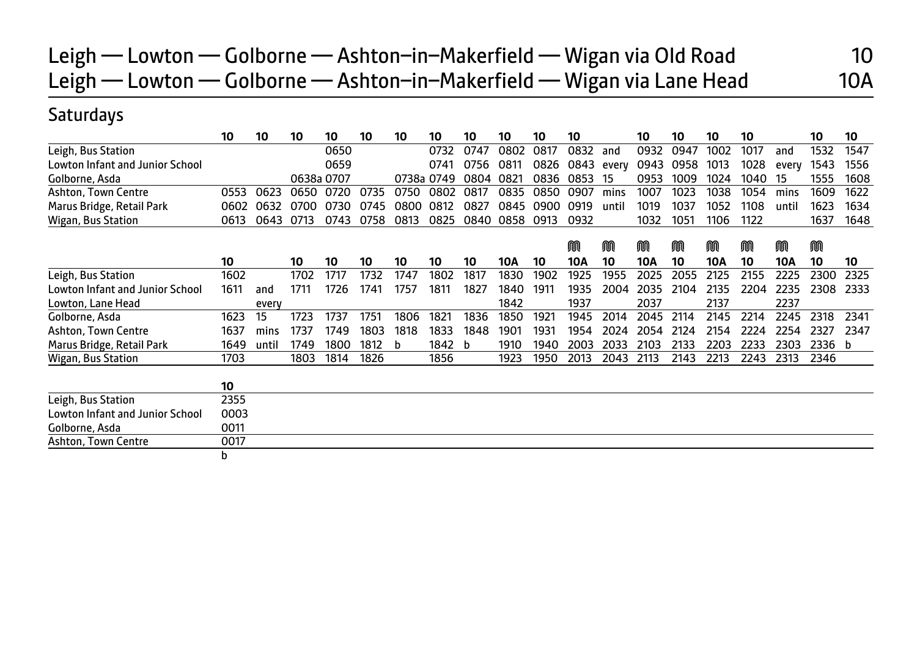# Leigh — Lowton — Golborne — Ashton-in-Makerfield — Wigan via Old Road 10
# Leigh — Lowton — Golborne — Ashton-in-Makerfield — Wigan via Lane Head 10A

## Saturdays

| | 10 | 10 | 10 | 10 | 10 | 10 | 10 | 10 | 10 | 10 | 10 | | 10 | 10 | 10 | 10 | | 10 | 10 |
|---|---|---|---|---|---|---|---|---|---|---|---|---|---|---|---|---|---|---|---|
| Leigh, Bus Station | | | | 0650 | | | 0732 | 0747 | 0802 | 0817 | 0832 | and | 0932 | 0947 | 1002 | 1017 | and | 1532 | 1547 |
| Lowton Infant and Junior School | | | | 0659 | | | 0741 | 0756 | 0811 | 0826 | 0843 | every | 0943 | 0958 | 1013 | 1028 | every | 1543 | 1556 |
| Golborne, Asda | | | 0638a | 0707 | | | 0738a | 0749 | 0804 | 0821 | 0836 | 0853 | 15 | 0953 | 1009 | 1024 | 1040 | 15 | 1555 | 1608 |
| Ashton, Town Centre | 0553 | 0623 | 0650 | 0720 | 0735 | 0750 | 0802 | 0817 | 0835 | 0850 | 0907 | mins | 1007 | 1023 | 1038 | 1054 | mins | 1609 | 1622 |
| Marus Bridge, Retail Park | 0602 | 0632 | 0700 | 0730 | 0745 | 0800 | 0812 | 0827 | 0845 | 0900 | 0919 | until | 1019 | 1037 | 1052 | 1108 | until | 1623 | 1634 |
| Wigan, Bus Station | 0613 | 0643 | 0713 | 0743 | 0758 | 0813 | 0825 | 0840 | 0858 | 0913 | 0932 | | 1032 | 1051 | 1106 | 1122 | | 1637 | 1648 |

| | 10 | | 10 | 10 | 10 | 10 | 10 | 10 | 10A | 10 | 10A M | 10 M | 10A M | 10 M | 10A M | 10 M | 10A M | 10 M | 10 |
|---|---|---|---|---|---|---|---|---|---|---|---|---|---|---|---|---|---|---|---|
| Leigh, Bus Station | 1602 | | 1702 | 1717 | 1732 | 1747 | 1802 | 1817 | 1830 | 1902 | 1925 | 1955 | 2025 | 2055 | 2125 | 2155 | 2225 | 2300 | 2325 |
| Lowton Infant and Junior School | 1611 | and | 1711 | 1726 | 1741 | 1757 | 1811 | 1827 | 1840 | 1911 | 1935 | 2004 | 2035 | 2104 | 2135 | 2204 | 2235 | 2308 | 2333 |
| Lowton, Lane Head | | every | | | | | | | 1842 | | 1937 | | 2037 | | 2137 | | 2237 | | |
| Golborne, Asda | 1623 | 15 | 1723 | 1737 | 1751 | 1806 | 1821 | 1836 | 1850 | 1921 | 1945 | 2014 | 2045 | 2114 | 2145 | 2214 | 2245 | 2318 | 2341 |
| Ashton, Town Centre | 1637 | mins | 1737 | 1749 | 1803 | 1818 | 1833 | 1848 | 1901 | 1931 | 1954 | 2024 | 2054 | 2124 | 2154 | 2224 | 2254 | 2327 | 2347 |
| Marus Bridge, Retail Park | 1649 | until | 1749 | 1800 | 1812 | b | 1842 | b | 1910 | 1940 | 2003 | 2033 | 2103 | 2133 | 2203 | 2233 | 2303 | 2336 | b |
| Wigan, Bus Station | 1703 | | 1803 | 1814 | 1826 | | 1856 | | 1923 | 1950 | 2013 | 2043 | 2113 | 2143 | 2213 | 2243 | 2313 | 2346 | |

| | 10 |
|---|---|
| Leigh, Bus Station | 2355 |
| Lowton Infant and Junior School | 0003 |
| Golborne, Asda | 0011 |
| Ashton, Town Centre | 0017 |
| | b |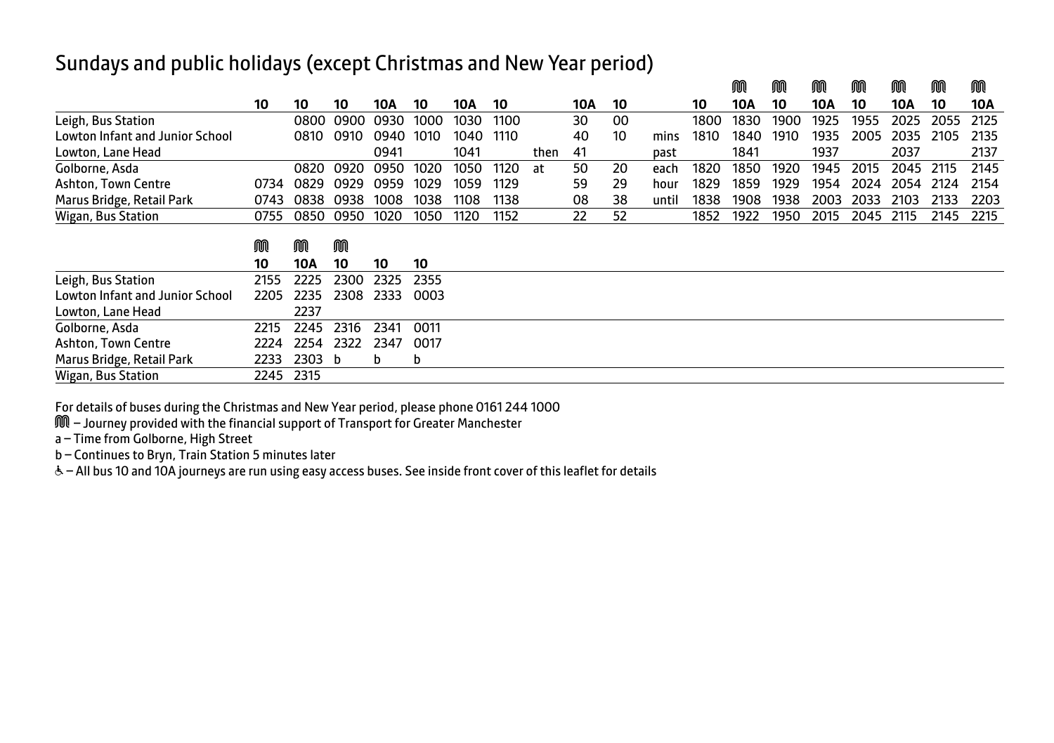# Sundays and public holidays (except Christmas and New Year period)

| | 10 | 10 | 10 | 10A | 10 | 10A | 10 | | 10A | 10 | | 10 | Ⓜ 10A | Ⓜ 10 | Ⓜ 10A | Ⓜ 10 | Ⓜ 10A | Ⓜ 10 | Ⓜ 10A |
|---|---|---|---|---|---|---|---|---|---|---|---|---|---|---|---|---|---|---|---|
| Leigh, Bus Station | | 0800 | 0900 | 0930 | 1000 | 1030 | 1100 | | 30 | 00 | | 1800 | 1830 | 1900 | 1925 | 1955 | 2025 | 2055 | 2125 |
| Lowton Infant and Junior School | | 0810 | 0910 | 0940 | 1010 | 1040 | 1110 | | 40 | 10 | mins | 1810 | 1840 | 1910 | 1935 | 2005 | 2035 | 2105 | 2135 |
| Lowton, Lane Head | | | | 0941 | | 1041 | | then | 41 | | past | | 1841 | | 1937 | | 2037 | | 2137 |
| Golborne, Asda | | 0820 | 0920 | 0950 | 1020 | 1050 | 1120 | at | 50 | 20 | each | 1820 | 1850 | 1920 | 1945 | 2015 | 2045 | 2115 | 2145 |
| Ashton, Town Centre | 0734 | 0829 | 0929 | 0959 | 1029 | 1059 | 1129 | | 59 | 29 | hour | 1829 | 1859 | 1929 | 1954 | 2024 | 2054 | 2124 | 2154 |
| Marus Bridge, Retail Park | 0743 | 0838 | 0938 | 1008 | 1038 | 1108 | 1138 | | 08 | 38 | until | 1838 | 1908 | 1938 | 2003 | 2033 | 2103 | 2133 | 2203 |
| Wigan, Bus Station | 0755 | 0850 | 0950 | 1020 | 1050 | 1120 | 1152 | | 22 | 52 | | 1852 | 1922 | 1950 | 2015 | 2045 | 2115 | 2145 | 2215 |

| | Ⓜ 10 | Ⓜ 10A | Ⓜ 10 | 10 | 10 |
|---|---|---|---|---|---|
| Leigh, Bus Station | 2155 | 2225 | 2300 | 2325 | 2355 |
| Lowton Infant and Junior School | 2205 | 2235 | 2308 | 2333 | 0003 |
| Lowton, Lane Head | | 2237 | | | |
| Golborne, Asda | 2215 | 2245 | 2316 | 2341 | 0011 |
| Ashton, Town Centre | 2224 | 2254 | 2322 | 2347 | 0017 |
| Marus Bridge, Retail Park | 2233 | 2303 | b | b | b |
| Wigan, Bus Station | 2245 | 2315 | | | |

For details of buses during the Christmas and New Year period, please phone 0161 244 1000

Ⓜ – Journey provided with the financial support of Transport for Greater Manchester

a – Time from Golborne, High Street

b – Continues to Bryn, Train Station 5 minutes later

♿ – All bus 10 and 10A journeys are run using easy access buses. See inside front cover of this leaflet for details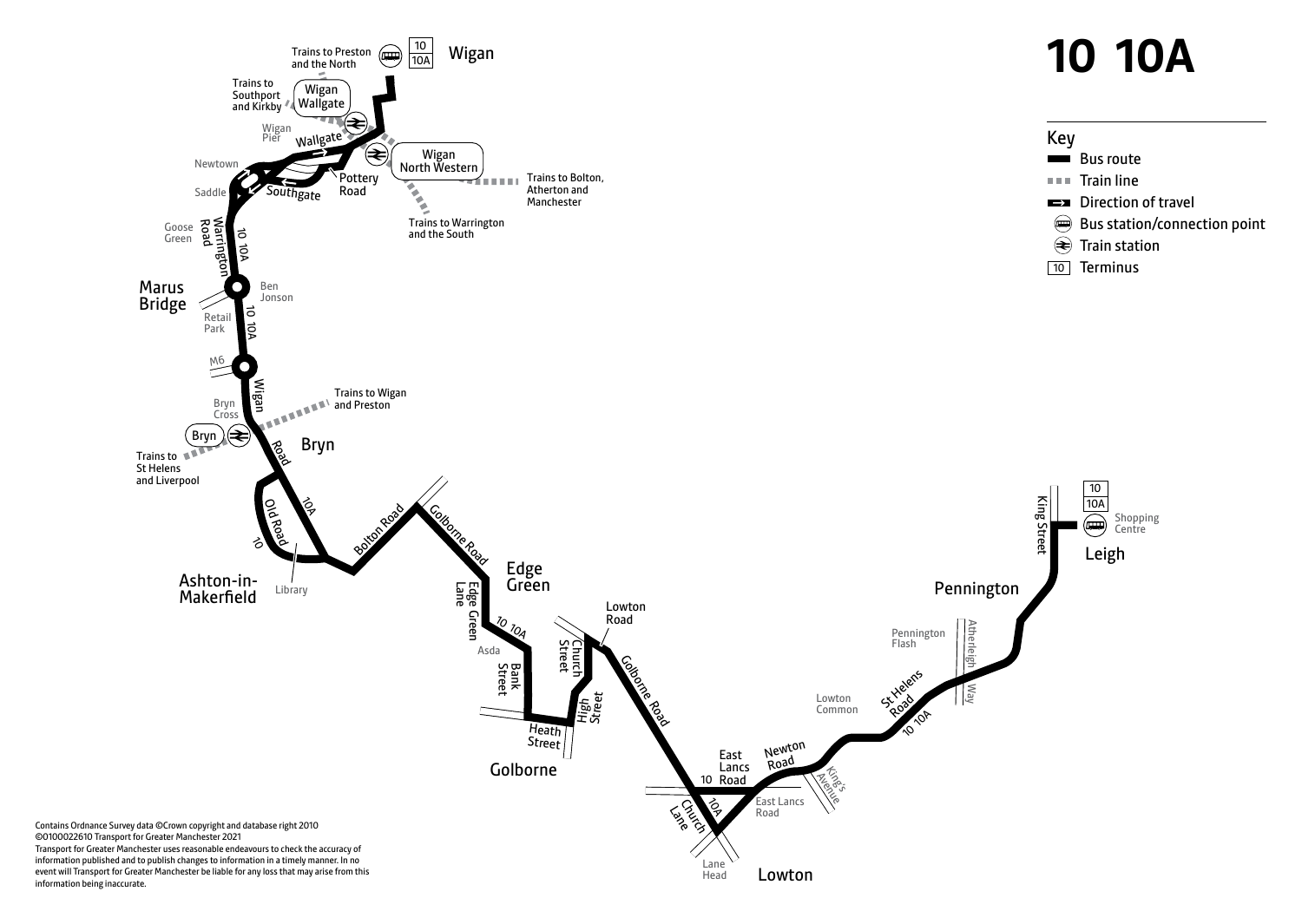# 10 10A

## Key

- Bus route
- Train line
- Direction of travel
- Bus station/connection point
- Train station
- 10 Terminus

Wigan — 10 / 10A

Trains to Preston and the North

Trains to Southport and Kirkby

Wigan Wallgate

Wigan Pier

Wallgate

Wigan North Western

Trains to Bolton, Atherton and Manchester

Trains to Warrington and the South

Newtown

Saddle

Southgate

Pottery Road

Goose Green

Warrington Road

10 10A

Marus Bridge

Ben Jonson

Retail Park

10 10A

M6

Wigan Road

Bryn Cross

Trains to Wigan and Preston

Bryn

Trains to St Helens and Liverpool

Old Road

10

10A

Ashton-in-Makerfield

Library

Bolton Road

Golborne Road

Edge Green

Edge Green Lane

10 10A

Asda

Bank Street

Church Street

Lowton Road

High Street

Heath Street

Golborne

Golborne Road

East Lancs Road

10

10A

Church Lane

Lane Head

Lowton

East Lancs Road

Newton Road

King's Avenue

Lowton Common

St Helens Road

10 10A

Pennington Flash

Atherleigh Way

Pennington

King Street

Leigh — 10 / 10A

Shopping Centre

Contains Ordnance Survey data ©Crown copyright and database right 2010
©0100022610 Transport for Greater Manchester 2021
Transport for Greater Manchester uses reasonable endeavours to check the accuracy of information published and to publish changes to information in a timely manner. In no event will Transport for Greater Manchester be liable for any loss that may arise from this information being inaccurate.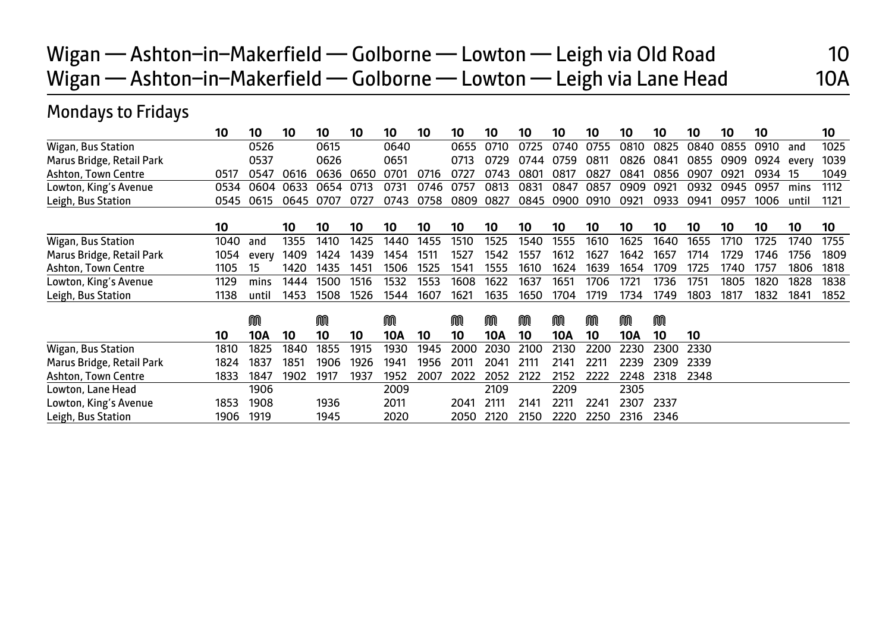# Wigan — Ashton-in-Makerfield — Golborne — Lowton — Leigh via Old Road 10
# Wigan — Ashton-in-Makerfield — Golborne — Lowton — Leigh via Lane Head 10A

## Mondays to Fridays

| | 10 | 10 | 10 | 10 | 10 | 10 | 10 | 10 | 10 | 10 | 10 | 10 | 10 | 10 | 10 | 10 | 10 | | 10 |
|---|---|---|---|---|---|---|---|---|---|---|---|---|---|---|---|---|---|---|---|
| Wigan, Bus Station | | 0526 | | 0615 | | 0640 | | 0655 | 0710 | 0725 | 0740 | 0755 | 0810 | 0825 | 0840 | 0855 | 0910 | and | 1025 |
| Marus Bridge, Retail Park | | 0537 | | 0626 | | 0651 | | 0713 | 0729 | 0744 | 0759 | 0811 | 0826 | 0841 | 0855 | 0909 | 0924 | every | 1039 |
| Ashton, Town Centre | 0517 | 0547 | 0616 | 0636 | 0650 | 0701 | 0716 | 0727 | 0743 | 0801 | 0817 | 0827 | 0841 | 0856 | 0907 | 0921 | 0934 | 15 | 1049 |
| Lowton, King's Avenue | 0534 | 0604 | 0633 | 0654 | 0713 | 0731 | 0746 | 0757 | 0813 | 0831 | 0847 | 0857 | 0909 | 0921 | 0932 | 0945 | 0957 | mins | 1112 |
| Leigh, Bus Station | 0545 | 0615 | 0645 | 0707 | 0727 | 0743 | 0758 | 0809 | 0827 | 0845 | 0900 | 0910 | 0921 | 0933 | 0941 | 0957 | 1006 | until | 1121 |

| | 10 | | 10 | 10 | 10 | 10 | 10 | 10 | 10 | 10 | 10 | 10 | 10 | 10 | 10 | 10 | 10 | 10 | 10 |
|---|---|---|---|---|---|---|---|---|---|---|---|---|---|---|---|---|---|---|---|
| Wigan, Bus Station | 1040 | and | 1355 | 1410 | 1425 | 1440 | 1455 | 1510 | 1525 | 1540 | 1555 | 1610 | 1625 | 1640 | 1655 | 1710 | 1725 | 1740 | 1755 |
| Marus Bridge, Retail Park | 1054 | every | 1409 | 1424 | 1439 | 1454 | 1511 | 1527 | 1542 | 1557 | 1612 | 1627 | 1642 | 1657 | 1714 | 1729 | 1746 | 1756 | 1809 |
| Ashton, Town Centre | 1105 | 15 | 1420 | 1435 | 1451 | 1506 | 1525 | 1541 | 1555 | 1610 | 1624 | 1639 | 1654 | 1709 | 1725 | 1740 | 1757 | 1806 | 1818 |
| Lowton, King's Avenue | 1129 | mins | 1444 | 1500 | 1516 | 1532 | 1553 | 1608 | 1622 | 1637 | 1651 | 1706 | 1721 | 1736 | 1751 | 1805 | 1820 | 1828 | 1838 |
| Leigh, Bus Station | 1138 | until | 1453 | 1508 | 1526 | 1544 | 1607 | 1621 | 1635 | 1650 | 1704 | 1719 | 1734 | 1749 | 1803 | 1817 | 1832 | 1841 | 1852 |

| | | M | | M | | M | | M | M | M | M | M | M | M | |
|---|---|---|---|---|---|---|---|---|---|---|---|---|---|---|---|
| | 10 | 10A | 10 | 10 | 10 | 10A | 10 | 10 | 10A | 10 | 10A | 10 | 10A | 10 | 10 |
| Wigan, Bus Station | 1810 | 1825 | 1840 | 1855 | 1915 | 1930 | 1945 | 2000 | 2030 | 2100 | 2130 | 2200 | 2230 | 2300 | 2330 |
| Marus Bridge, Retail Park | 1824 | 1837 | 1851 | 1906 | 1926 | 1941 | 1956 | 2011 | 2041 | 2111 | 2141 | 2211 | 2239 | 2309 | 2339 |
| Ashton, Town Centre | 1833 | 1847 | 1902 | 1917 | 1937 | 1952 | 2007 | 2022 | 2052 | 2122 | 2152 | 2222 | 2248 | 2318 | 2348 |
| Lowton, Lane Head | | 1906 | | | | 2009 | | | 2109 | | 2209 | | 2305 | | |
| Lowton, King's Avenue | 1853 | 1908 | | 1936 | | 2011 | | 2041 | 2111 | 2141 | 2211 | 2241 | 2307 | 2337 | |
| Leigh, Bus Station | 1906 | 1919 | | 1945 | | 2020 | | 2050 | 2120 | 2150 | 2220 | 2250 | 2316 | 2346 | |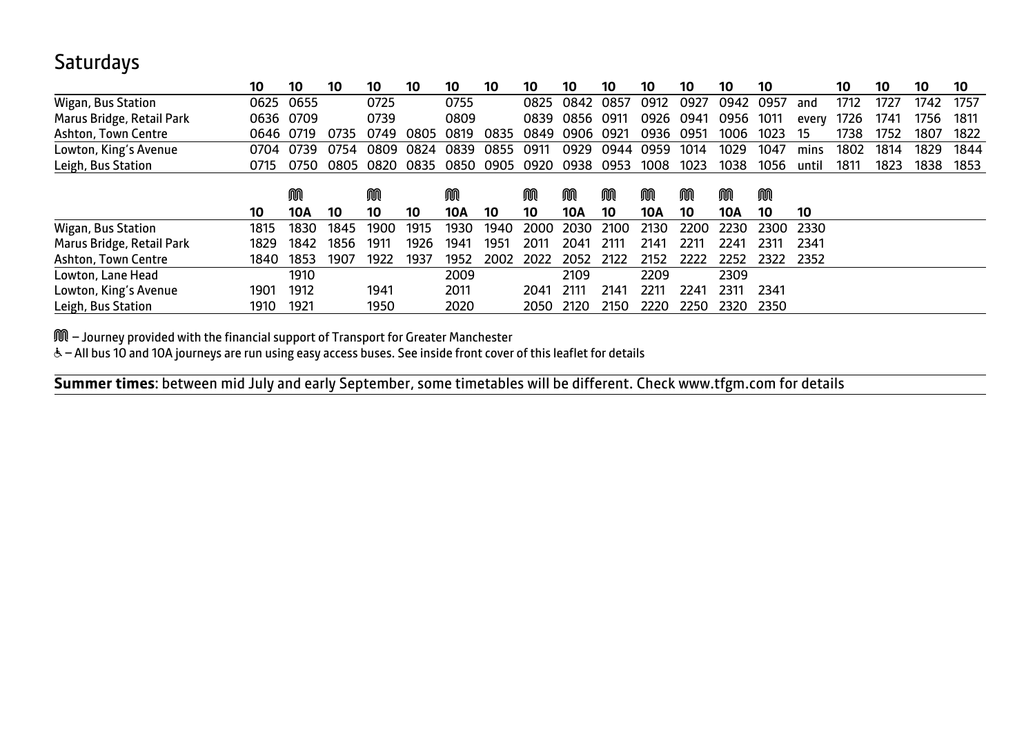## Saturdays

| | 10 | 10 | 10 | 10 | 10 | 10 | 10 | 10 | 10 | 10 | 10 | 10 | 10 | 10 | | 10 | 10 | 10 | 10 |
|---|---|---|---|---|---|---|---|---|---|---|---|---|---|---|---|---|---|---|---|
| Wigan, Bus Station | 0625 | 0655 | | 0725 | | 0755 | | 0825 | 0842 | 0857 | 0912 | 0927 | 0942 | 0957 | and | 1712 | 1727 | 1742 | 1757 |
| Marus Bridge, Retail Park | 0636 | 0709 | | 0739 | | 0809 | | 0839 | 0856 | 0911 | 0926 | 0941 | 0956 | 1011 | every | 1726 | 1741 | 1756 | 1811 |
| Ashton, Town Centre | 0646 | 0719 | 0735 | 0749 | 0805 | 0819 | 0835 | 0849 | 0906 | 0921 | 0936 | 0951 | 1006 | 1023 | 15 | 1738 | 1752 | 1807 | 1822 |
| Lowton, King's Avenue | 0704 | 0739 | 0754 | 0809 | 0824 | 0839 | 0855 | 0911 | 0929 | 0944 | 0959 | 1014 | 1029 | 1047 | mins | 1802 | 1814 | 1829 | 1844 |
| Leigh, Bus Station | 0715 | 0750 | 0805 | 0820 | 0835 | 0850 | 0905 | 0920 | 0938 | 0953 | 1008 | 1023 | 1038 | 1056 | until | 1811 | 1823 | 1838 | 1853 |

| | | M | | M | | M | | M | M | M | M | M | M | M | |
|---|---|---|---|---|---|---|---|---|---|---|---|---|---|---|---|
| | 10 | 10A | 10 | 10 | 10 | 10A | 10 | 10 | 10A | 10 | 10A | 10 | 10A | 10 | 10 |
| Wigan, Bus Station | 1815 | 1830 | 1845 | 1900 | 1915 | 1930 | 1940 | 2000 | 2030 | 2100 | 2130 | 2200 | 2230 | 2300 | 2330 |
| Marus Bridge, Retail Park | 1829 | 1842 | 1856 | 1911 | 1926 | 1941 | 1951 | 2011 | 2041 | 2111 | 2141 | 2211 | 2241 | 2311 | 2341 |
| Ashton, Town Centre | 1840 | 1853 | 1907 | 1922 | 1937 | 1952 | 2002 | 2022 | 2052 | 2122 | 2152 | 2222 | 2252 | 2322 | 2352 |
| Lowton, Lane Head | | 1910 | | | | 2009 | | | 2109 | | 2209 | | 2309 | | |
| Lowton, King's Avenue | 1901 | 1912 | | 1941 | | 2011 | | 2041 | 2111 | 2141 | 2211 | 2241 | 2311 | 2341 | |
| Leigh, Bus Station | 1910 | 1921 | | 1950 | | 2020 | | 2050 | 2120 | 2150 | 2220 | 2250 | 2320 | 2350 | |

M – Journey provided with the financial support of Transport for Greater Manchester

♿ – All bus 10 and 10A journeys are run using easy access buses. See inside front cover of this leaflet for details

**Summer times**: between mid July and early September, some timetables will be different. Check www.tfgm.com for details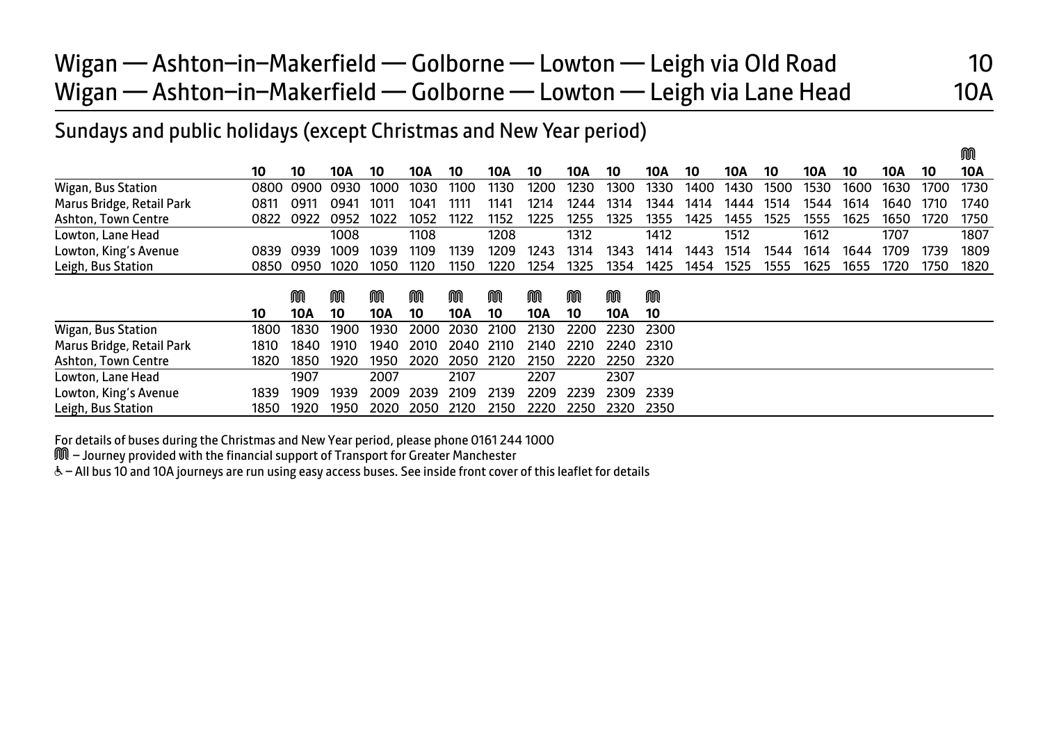# Wigan — Ashton-in-Makerfield — Golborne — Lowton — Leigh via Old Road 10

# Wigan — Ashton-in-Makerfield — Golborne — Lowton — Leigh via Lane Head 10A

## Sundays and public holidays (except Christmas and New Year period)

| | | | | | | | | | | | | | | | | | | | ⓜ |
|---|---|---|---|---|---|---|---|---|---|---|---|---|---|---|---|---|---|---|---|
| | **10** | **10** | **10A** | **10** | **10A** | **10** | **10A** | **10** | **10A** | **10** | **10A** | **10** | **10A** | **10** | **10A** | **10** | **10A** | **10** | **10A** |
| Wigan, Bus Station | 0800 | 0900 | 0930 | 1000 | 1030 | 1100 | 1130 | 1200 | 1230 | 1300 | 1330 | 1400 | 1430 | 1500 | 1530 | 1600 | 1630 | 1700 | 1730 |
| Marus Bridge, Retail Park | 0811 | 0911 | 0941 | 1011 | 1041 | 1111 | 1141 | 1214 | 1244 | 1314 | 1344 | 1414 | 1444 | 1514 | 1544 | 1614 | 1640 | 1710 | 1740 |
| Ashton, Town Centre | 0822 | 0922 | 0952 | 1022 | 1052 | 1122 | 1152 | 1225 | 1255 | 1325 | 1355 | 1425 | 1455 | 1525 | 1555 | 1625 | 1650 | 1720 | 1750 |
| Lowton, Lane Head | | | 1008 | | 1108 | | 1208 | | 1312 | | 1412 | | 1512 | | 1612 | | 1707 | | 1807 |
| Lowton, King's Avenue | 0839 | 0939 | 1009 | 1039 | 1109 | 1139 | 1209 | 1243 | 1314 | 1343 | 1414 | 1443 | 1514 | 1544 | 1614 | 1644 | 1709 | 1739 | 1809 |
| Leigh, Bus Station | 0850 | 0950 | 1020 | 1050 | 1120 | 1150 | 1220 | 1254 | 1325 | 1354 | 1425 | 1454 | 1525 | 1555 | 1625 | 1655 | 1720 | 1750 | 1820 |

| | | ⓜ | ⓜ | ⓜ | ⓜ | ⓜ | ⓜ | ⓜ | ⓜ | ⓜ | ⓜ |
|---|---|---|---|---|---|---|---|---|---|---|---|
| | **10** | **10A** | **10** | **10A** | **10** | **10A** | **10** | **10A** | **10** | **10A** | **10** |
| Wigan, Bus Station | 1800 | 1830 | 1900 | 1930 | 2000 | 2030 | 2100 | 2130 | 2200 | 2230 | 2300 |
| Marus Bridge, Retail Park | 1810 | 1840 | 1910 | 1940 | 2010 | 2040 | 2110 | 2140 | 2210 | 2240 | 2310 |
| Ashton, Town Centre | 1820 | 1850 | 1920 | 1950 | 2020 | 2050 | 2120 | 2150 | 2220 | 2250 | 2320 |
| Lowton, Lane Head | | 1907 | | 2007 | | 2107 | | 2207 | | 2307 | |
| Lowton, King's Avenue | 1839 | 1909 | 1939 | 2009 | 2039 | 2109 | 2139 | 2209 | 2239 | 2309 | 2339 |
| Leigh, Bus Station | 1850 | 1920 | 1950 | 2020 | 2050 | 2120 | 2150 | 2220 | 2250 | 2320 | 2350 |

For details of buses during the Christmas and New Year period, please phone 0161 244 1000

ⓜ – Journey provided with the financial support of Transport for Greater Manchester

♿ – All bus 10 and 10A journeys are run using easy access buses. See inside front cover of this leaflet for details